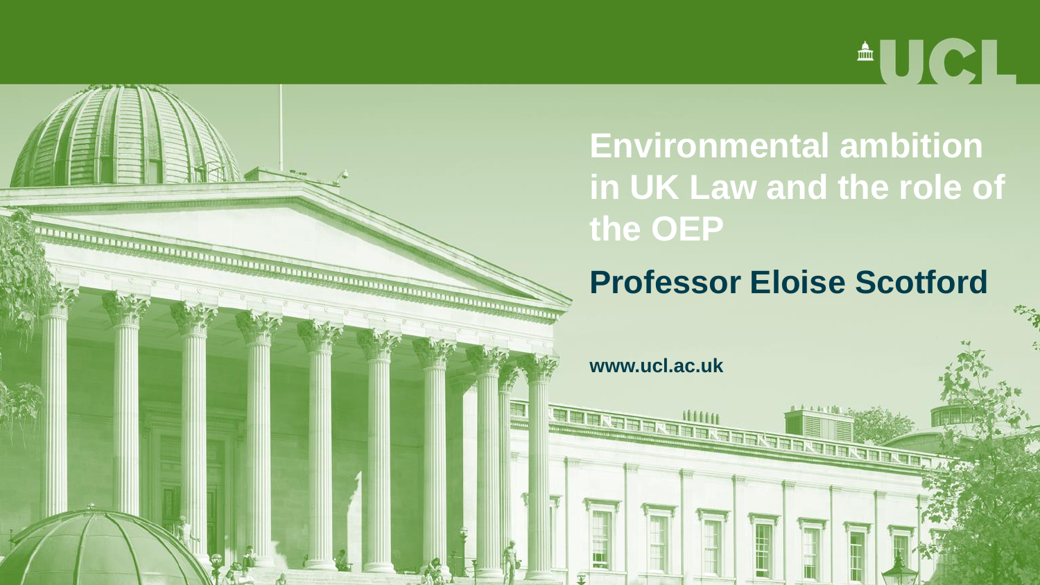# Environmental ambition in UK Law and the role of the OEP

## Professor Eloise Scotford

www.ucl.ac.uk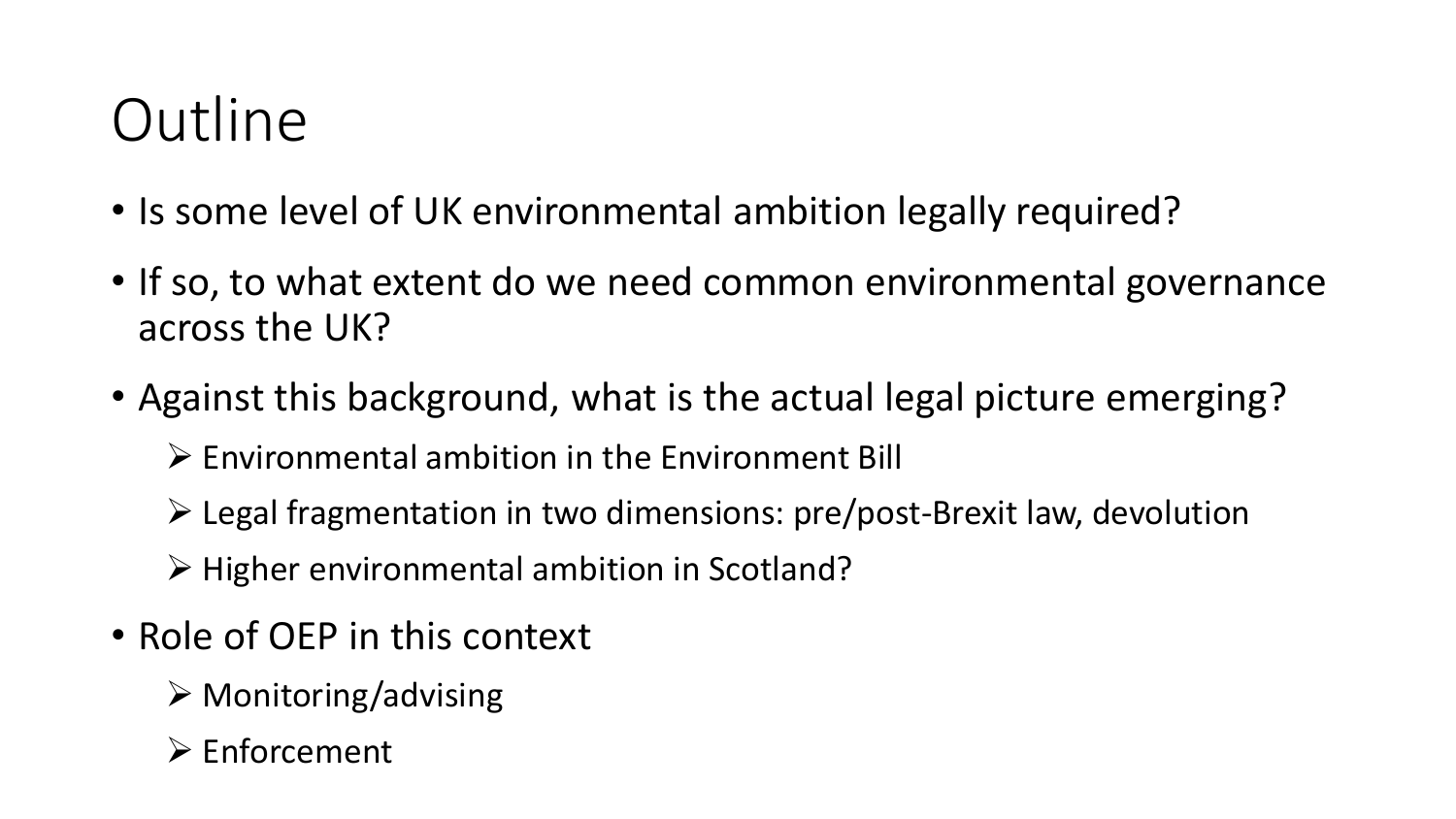# Outline

- Is some level of UK environmental ambition legally required?
- If so, to what extent do we need common environmental governance across the UK?
- Against this background, what is the actual legal picture emerging?
  - Environmental ambition in the Environment Bill
  - Legal fragmentation in two dimensions: pre/post-Brexit law, devolution
  - Higher environmental ambition in Scotland?
- Role of OEP in this context
  - Monitoring/advising
  - Enforcement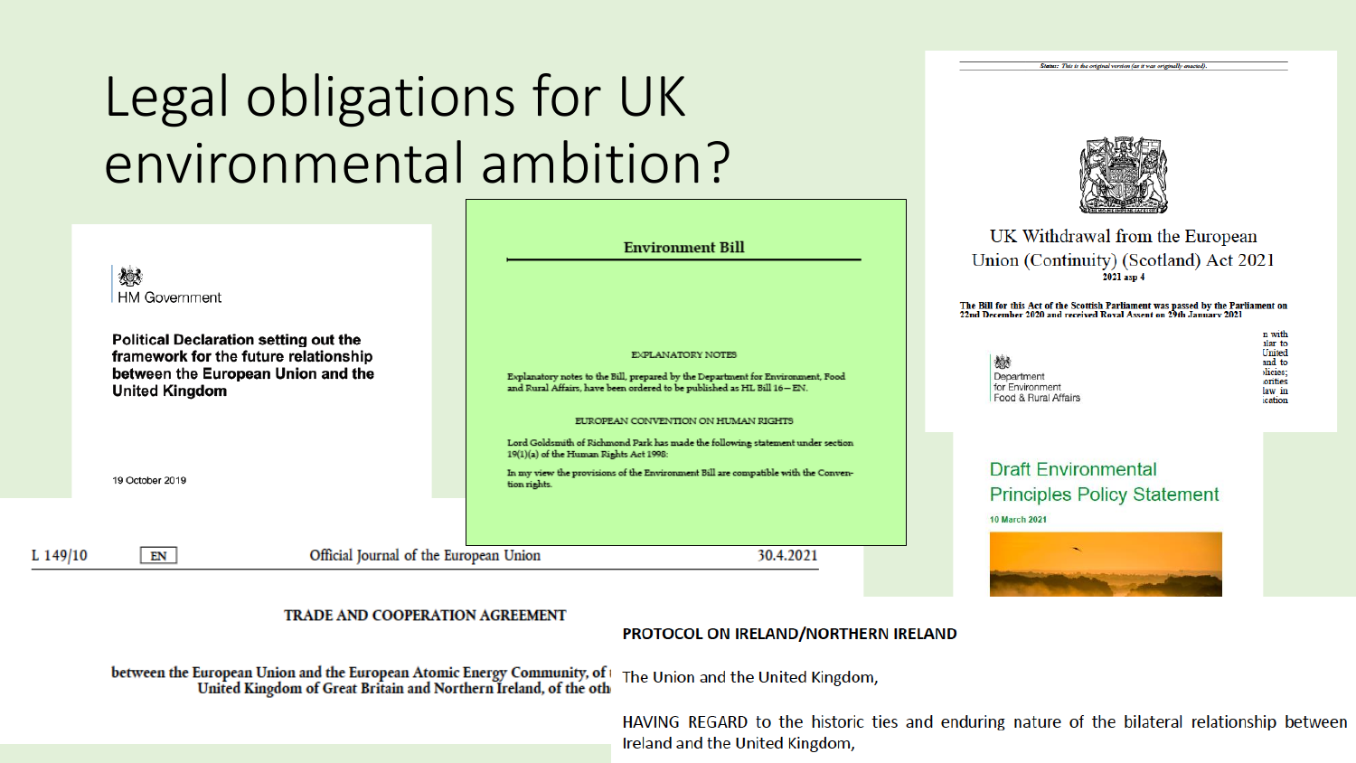# Legal obligations for UK environmental ambition?

HM Government

**Political Declaration setting out the framework for the future relationship between the European Union and the United Kingdom**

19 October 2019

## Environment Bill

EXPLANATORY NOTES

Explanatory notes to the Bill, prepared by the Department for Environment, Food and Rural Affairs, have been ordered to be published as HL Bill 16—EN.

EUROPEAN CONVENTION ON HUMAN RIGHTS

Lord Goldsmith of Richmond Park has made the following statement under section 19(1)(a) of the Human Rights Act 1998:

In my view the provisions of the Environment Bill are compatible with the Convention rights.

*Status: This is the original version (as it was originally enacted).*

UK Withdrawal from the European Union (Continuity) (Scotland) Act 2021

2021 asp 4

**The Bill for this Act of the Scottish Parliament was passed by the Parliament on 22nd December 2020 and received Royal Assent on 29th January 2021**

Department for Environment Food & Rural Affairs

Draft Environmental Principles Policy Statement

10 March 2021

L 149/10 | EN | Official Journal of the European Union | 30.4.2021

**TRADE AND COOPERATION AGREEMENT**

**between the European Union and the European Atomic Energy Community, of** ... **United Kingdom of Great Britain and Northern Ireland, of the oth**...

**PROTOCOL ON IRELAND/NORTHERN IRELAND**

The Union and the United Kingdom,

HAVING REGARD to the historic ties and enduring nature of the bilateral relationship between Ireland and the United Kingdom,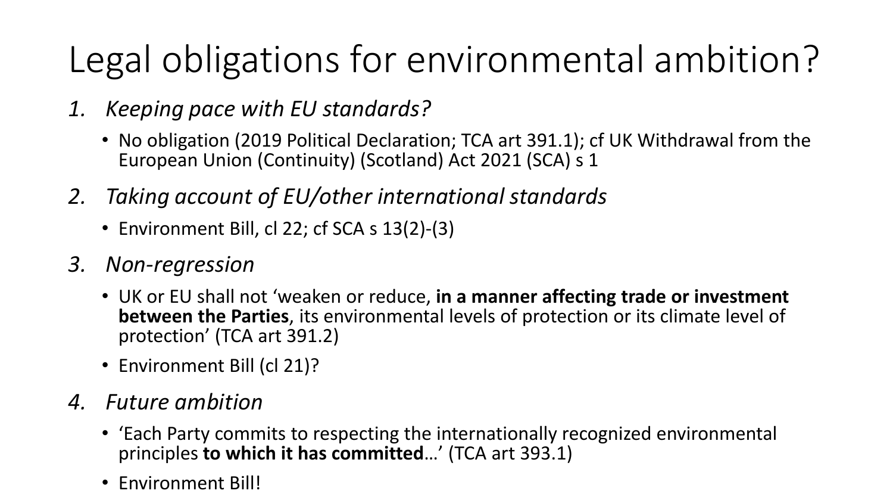# Legal obligations for environmental ambition?

1. *Keeping pace with EU standards?*
   - No obligation (2019 Political Declaration; TCA art 391.1); cf UK Withdrawal from the European Union (Continuity) (Scotland) Act 2021 (SCA) s 1
2. *Taking account of EU/other international standards*
   - Environment Bill, cl 22; cf SCA s 13(2)-(3)
3. *Non-regression*
   - UK or EU shall not 'weaken or reduce, **in a manner affecting trade or investment between the Parties**, its environmental levels of protection or its climate level of protection' (TCA art 391.2)
   - Environment Bill (cl 21)?
4. *Future ambition*
   - 'Each Party commits to respecting the internationally recognized environmental principles **to which it has committed**…' (TCA art 393.1)
   - Environment Bill!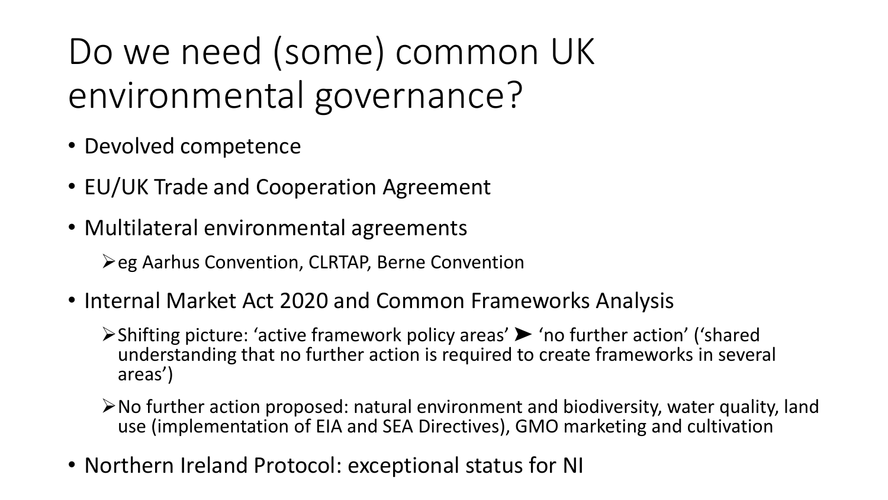# Do we need (some) common UK environmental governance?

- Devolved competence
- EU/UK Trade and Cooperation Agreement
- Multilateral environmental agreements
  - eg Aarhus Convention, CLRTAP, Berne Convention
- Internal Market Act 2020 and Common Frameworks Analysis
  - Shifting picture: 'active framework policy areas' ➤ 'no further action' ('shared understanding that no further action is required to create frameworks in several areas')
  - No further action proposed: natural environment and biodiversity, water quality, land use (implementation of EIA and SEA Directives), GMO marketing and cultivation
- Northern Ireland Protocol: exceptional status for NI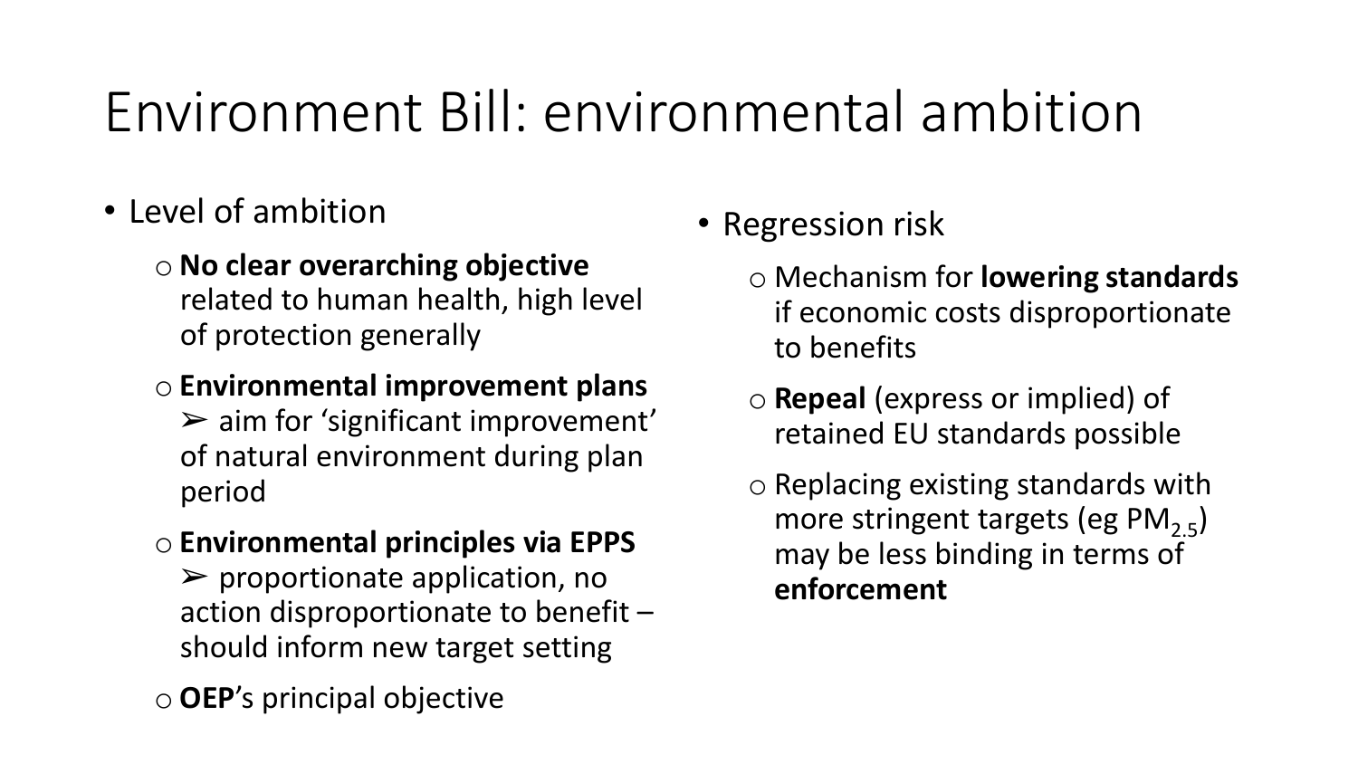# Environment Bill: environmental ambition

- Level of ambition
  - **No clear overarching objective** related to human health, high level of protection generally
  - **Environmental improvement plans** ➢ aim for 'significant improvement' of natural environment during plan period
  - **Environmental principles via EPPS** ➢ proportionate application, no action disproportionate to benefit – should inform new target setting
  - **OEP**'s principal objective

- Regression risk
  - Mechanism for **lowering standards** if economic costs disproportionate to benefits
  - **Repeal** (express or implied) of retained EU standards possible
  - Replacing existing standards with more stringent targets (eg $PM_{2.5}$) may be less binding in terms of **enforcement**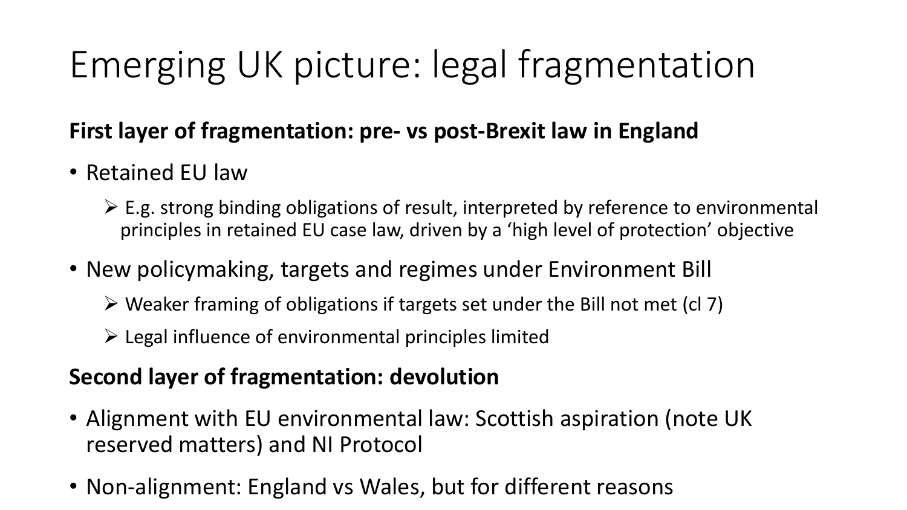# Emerging UK picture: legal fragmentation

**First layer of fragmentation: pre- vs post-Brexit law in England**

- Retained EU law
  - E.g. strong binding obligations of result, interpreted by reference to environmental principles in retained EU case law, driven by a 'high level of protection' objective
- New policymaking, targets and regimes under Environment Bill
  - Weaker framing of obligations if targets set under the Bill not met (cl 7)
  - Legal influence of environmental principles limited

**Second layer of fragmentation: devolution**

- Alignment with EU environmental law: Scottish aspiration (note UK reserved matters) and NI Protocol
- Non-alignment: England vs Wales, but for different reasons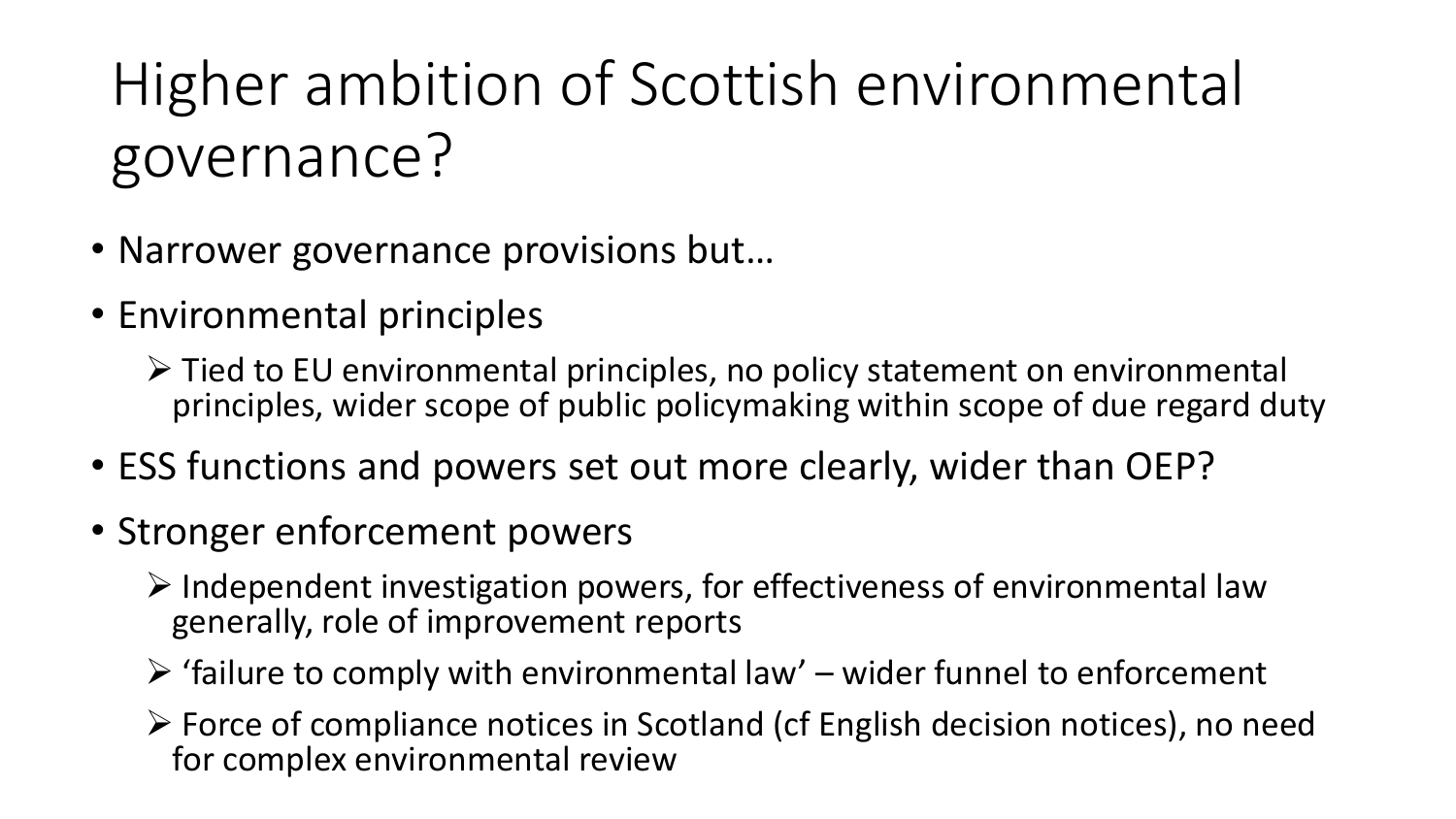# Higher ambition of Scottish environmental governance?

- Narrower governance provisions but…
- Environmental principles
  - Tied to EU environmental principles, no policy statement on environmental principles, wider scope of public policymaking within scope of due regard duty
- ESS functions and powers set out more clearly, wider than OEP?
- Stronger enforcement powers
  - Independent investigation powers, for effectiveness of environmental law generally, role of improvement reports
  - 'failure to comply with environmental law' – wider funnel to enforcement
  - Force of compliance notices in Scotland (cf English decision notices), no need for complex environmental review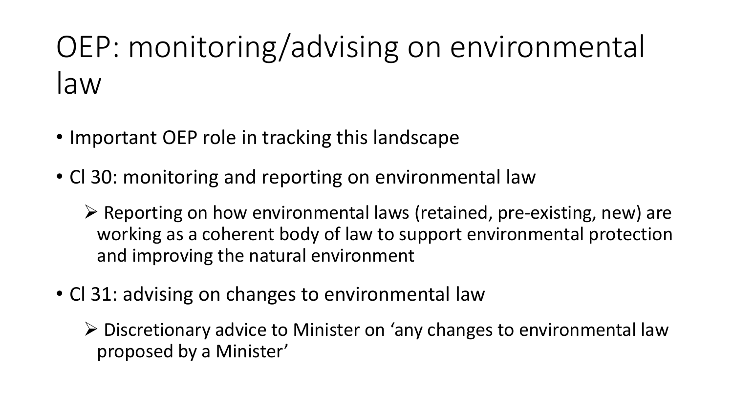# OEP: monitoring/advising on environmental law

- Important OEP role in tracking this landscape
- Cl 30: monitoring and reporting on environmental law
  - Reporting on how environmental laws (retained, pre-existing, new) are working as a coherent body of law to support environmental protection and improving the natural environment
- Cl 31: advising on changes to environmental law
  - Discretionary advice to Minister on 'any changes to environmental law proposed by a Minister'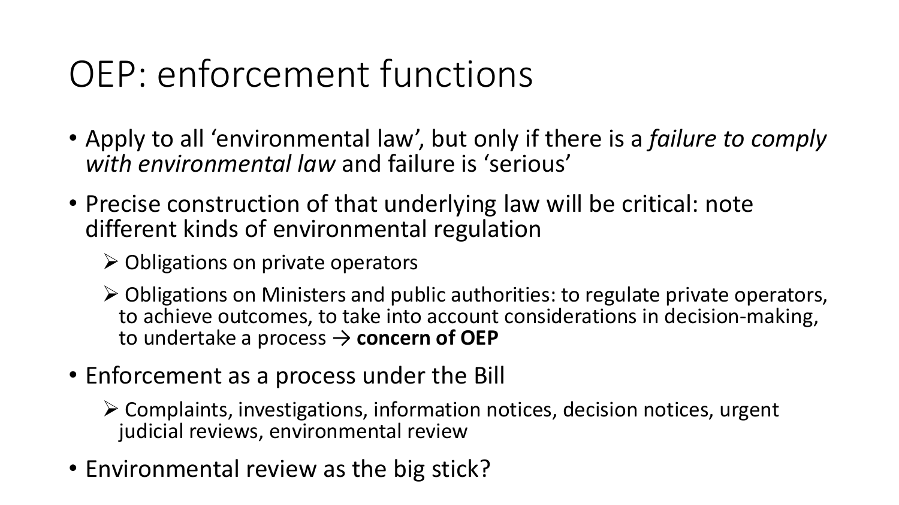# OEP: enforcement functions

- Apply to all 'environmental law', but only if there is a *failure to comply with environmental law* and failure is 'serious'
- Precise construction of that underlying law will be critical: note different kinds of environmental regulation
    - Obligations on private operators
    - Obligations on Ministers and public authorities: to regulate private operators, to achieve outcomes, to take into account considerations in decision-making, to undertake a process → **concern of OEP**
- Enforcement as a process under the Bill
    - Complaints, investigations, information notices, decision notices, urgent judicial reviews, environmental review
- Environmental review as the big stick?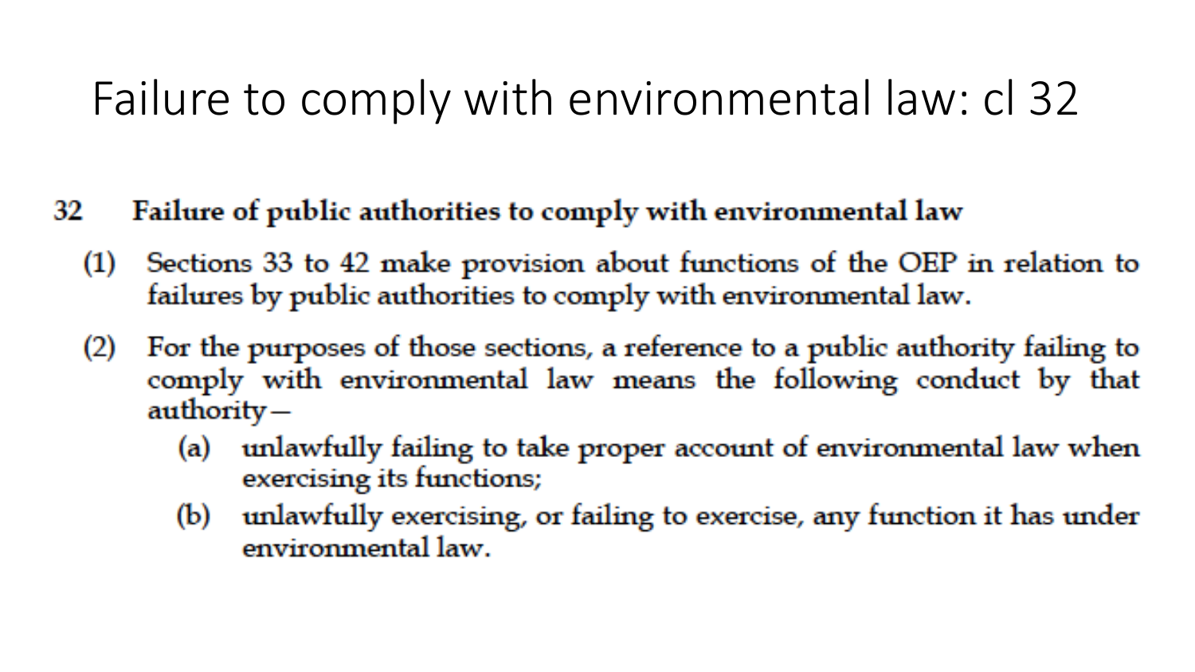# Failure to comply with environmental law: cl 32

**32 Failure of public authorities to comply with environmental law**

(1) Sections 33 to 42 make provision about functions of the OEP in relation to failures by public authorities to comply with environmental law.

(2) For the purposes of those sections, a reference to a public authority failing to comply with environmental law means the following conduct by that authority—

(a) unlawfully failing to take proper account of environmental law when exercising its functions;

(b) unlawfully exercising, or failing to exercise, any function it has under environmental law.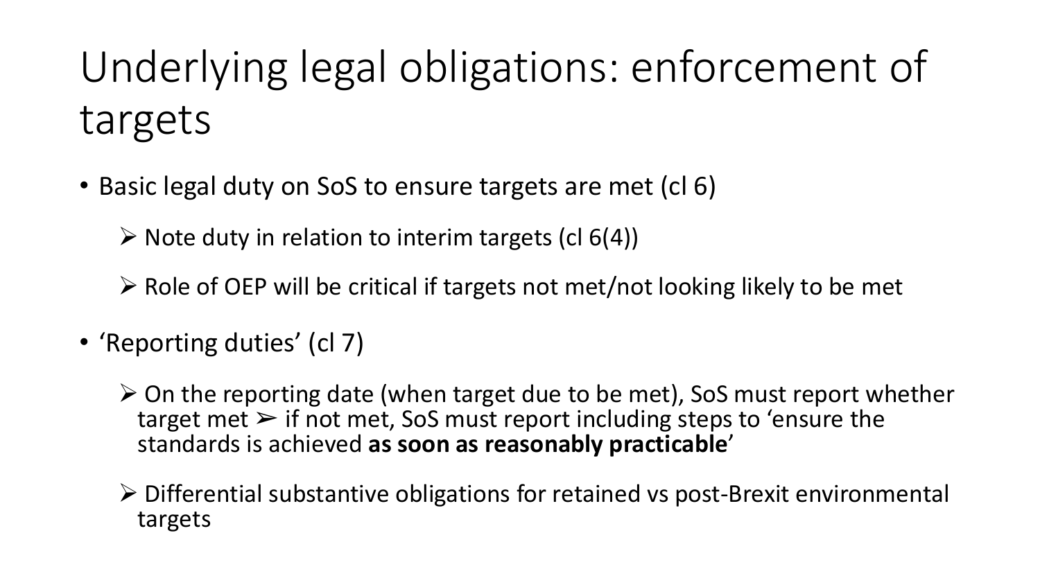# Underlying legal obligations: enforcement of targets

- Basic legal duty on SoS to ensure targets are met (cl 6)
  - Note duty in relation to interim targets (cl 6(4))
  - Role of OEP will be critical if targets not met/not looking likely to be met
- 'Reporting duties' (cl 7)
  - On the reporting date (when target due to be met), SoS must report whether target met ➢ if not met, SoS must report including steps to 'ensure the standards is achieved **as soon as reasonably practicable**'
  - Differential substantive obligations for retained vs post-Brexit environmental targets